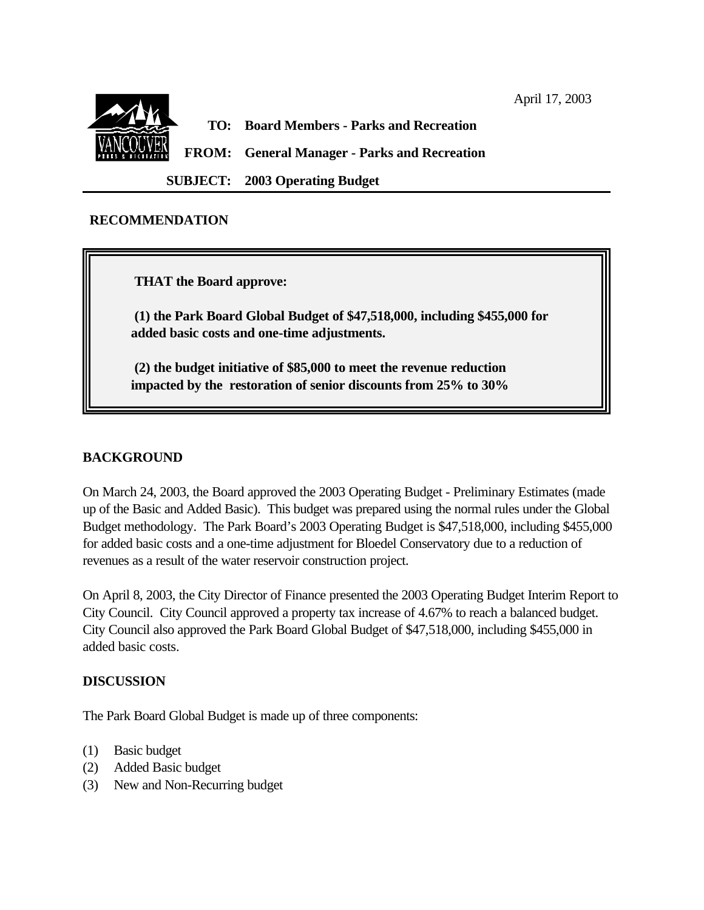April 17, 2003

**TO: Board Members - Parks and Recreation**

**FROM: General Manager - Parks and Recreation**

**SUBJECT: 2003 Operating Budget**

## RECOMMENDATION

**THAT the Board approve:**

**(1) the Park Board Global Budget of $47,518,000, including $455,000 for added basic costs and one-time adjustments.**

**(2) the budget initiative of $85,000 to meet the revenue reduction impacted by the restoration of senior discounts from 25% to 30%**

## BACKGROUND

On March 24, 2003, the Board approved the 2003 Operating Budget - Preliminary Estimates (made up of the Basic and Added Basic). This budget was prepared using the normal rules under the Global Budget methodology. The Park Board's 2003 Operating Budget is $47,518,000, including $455,000 for added basic costs and a one-time adjustment for Bloedel Conservatory due to a reduction of revenues as a result of the water reservoir construction project.

On April 8, 2003, the City Director of Finance presented the 2003 Operating Budget Interim Report to City Council. City Council approved a property tax increase of 4.67% to reach a balanced budget. City Council also approved the Park Board Global Budget of $47,518,000, including $455,000 in added basic costs.

## DISCUSSION

The Park Board Global Budget is made up of three components:

(1) Basic budget
(2) Added Basic budget
(3) New and Non-Recurring budget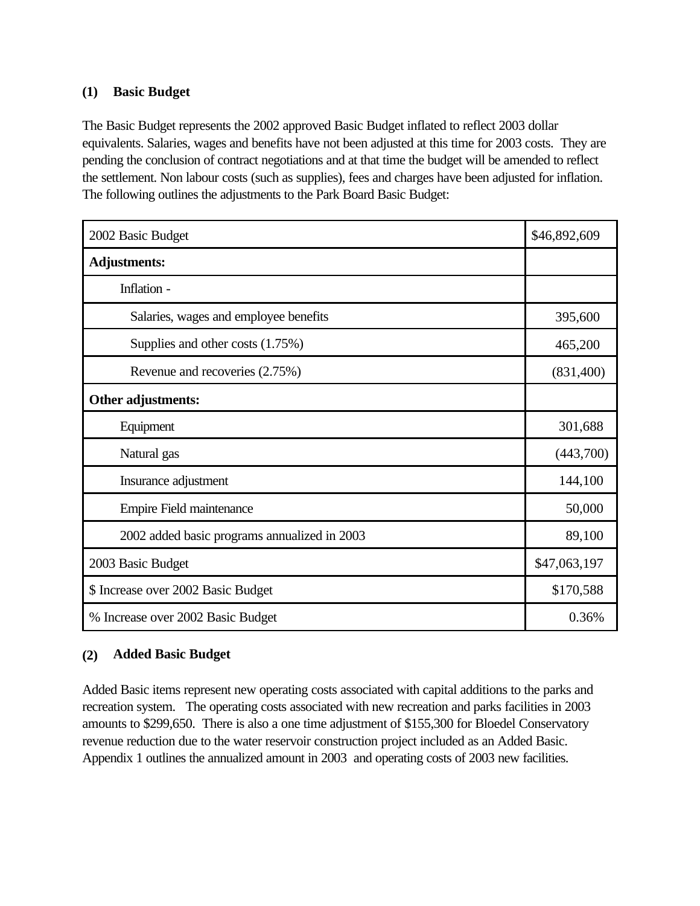## (1) Basic Budget

The Basic Budget represents the 2002 approved Basic Budget inflated to reflect 2003 dollar equivalents. Salaries, wages and benefits have not been adjusted at this time for 2003 costs. They are pending the conclusion of contract negotiations and at that time the budget will be amended to reflect the settlement. Non labour costs (such as supplies), fees and charges have been adjusted for inflation. The following outlines the adjustments to the Park Board Basic Budget:

| | |
|---|---|
| 2002 Basic Budget | $46,892,609 |
| **Adjustments:** | |
| Inflation - | |
| Salaries, wages and employee benefits | 395,600 |
| Supplies and other costs (1.75%) | 465,200 |
| Revenue and recoveries (2.75%) | (831,400) |
| **Other adjustments:** | |
| Equipment | 301,688 |
| Natural gas | (443,700) |
| Insurance adjustment | 144,100 |
| Empire Field maintenance | 50,000 |
| 2002 added basic programs annualized in 2003 | 89,100 |
| 2003 Basic Budget | $47,063,197 |
| $ Increase over 2002 Basic Budget | $170,588 |
| % Increase over 2002 Basic Budget | 0.36% |

## (2) Added Basic Budget

Added Basic items represent new operating costs associated with capital additions to the parks and recreation system. The operating costs associated with new recreation and parks facilities in 2003 amounts to $299,650. There is also a one time adjustment of $155,300 for Bloedel Conservatory revenue reduction due to the water reservoir construction project included as an Added Basic. Appendix 1 outlines the annualized amount in 2003 and operating costs of 2003 new facilities.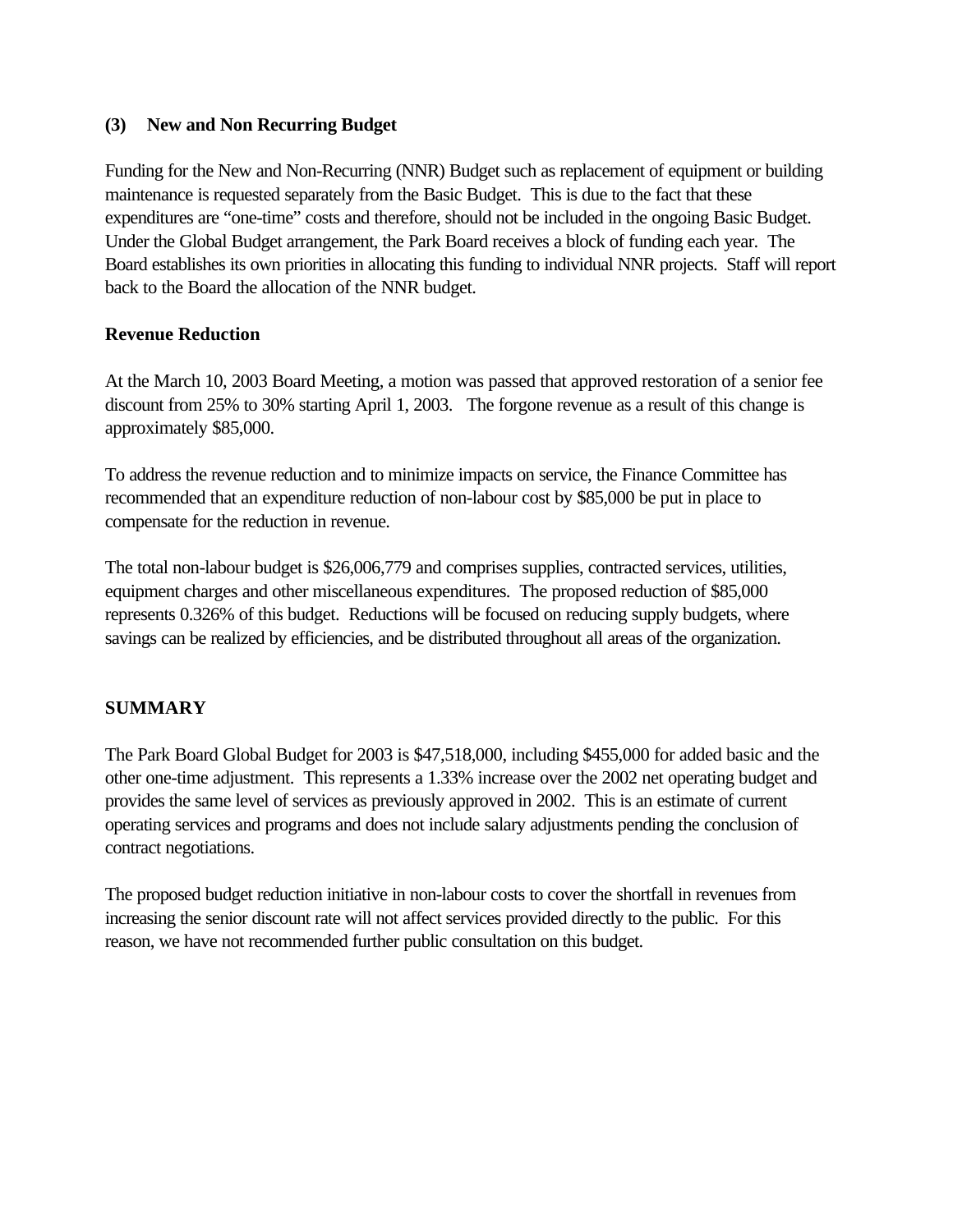### (3) New and Non Recurring Budget

Funding for the New and Non-Recurring (NNR) Budget such as replacement of equipment or building maintenance is requested separately from the Basic Budget. This is due to the fact that these expenditures are "one-time" costs and therefore, should not be included in the ongoing Basic Budget. Under the Global Budget arrangement, the Park Board receives a block of funding each year. The Board establishes its own priorities in allocating this funding to individual NNR projects. Staff will report back to the Board the allocation of the NNR budget.

### Revenue Reduction

At the March 10, 2003 Board Meeting, a motion was passed that approved restoration of a senior fee discount from 25% to 30% starting April 1, 2003. The forgone revenue as a result of this change is approximately $85,000.

To address the revenue reduction and to minimize impacts on service, the Finance Committee has recommended that an expenditure reduction of non-labour cost by $85,000 be put in place to compensate for the reduction in revenue.

The total non-labour budget is $26,006,779 and comprises supplies, contracted services, utilities, equipment charges and other miscellaneous expenditures. The proposed reduction of $85,000 represents 0.326% of this budget. Reductions will be focused on reducing supply budgets, where savings can be realized by efficiencies, and be distributed throughout all areas of the organization.

## SUMMARY

The Park Board Global Budget for 2003 is $47,518,000, including $455,000 for added basic and the other one-time adjustment. This represents a 1.33% increase over the 2002 net operating budget and provides the same level of services as previously approved in 2002. This is an estimate of current operating services and programs and does not include salary adjustments pending the conclusion of contract negotiations.

The proposed budget reduction initiative in non-labour costs to cover the shortfall in revenues from increasing the senior discount rate will not affect services provided directly to the public. For this reason, we have not recommended further public consultation on this budget.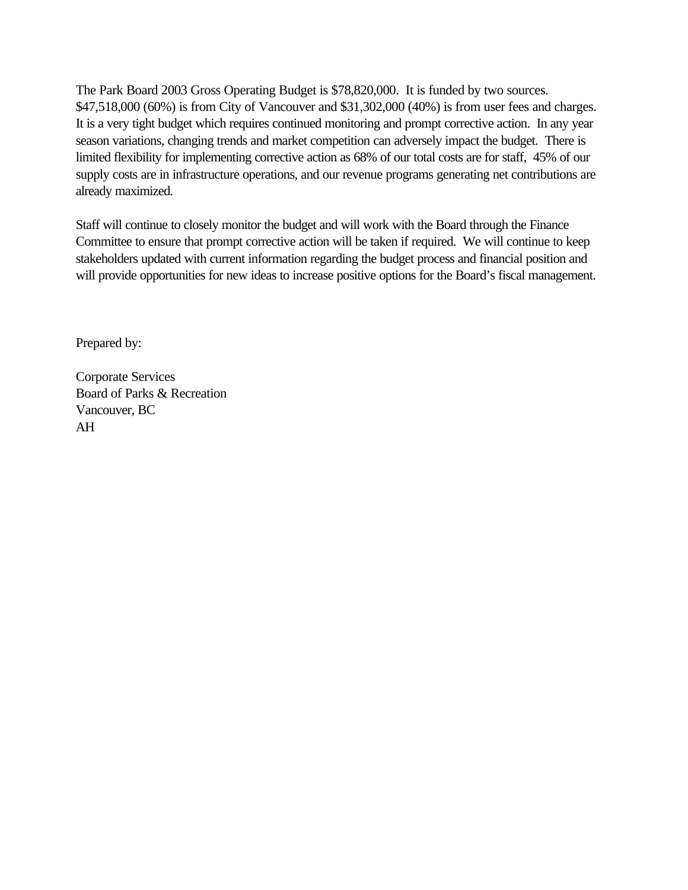The Park Board 2003 Gross Operating Budget is $78,820,000. It is funded by two sources. $47,518,000 (60%) is from City of Vancouver and $31,302,000 (40%) is from user fees and charges. It is a very tight budget which requires continued monitoring and prompt corrective action. In any year season variations, changing trends and market competition can adversely impact the budget. There is limited flexibility for implementing corrective action as 68% of our total costs are for staff, 45% of our supply costs are in infrastructure operations, and our revenue programs generating net contributions are already maximized.

Staff will continue to closely monitor the budget and will work with the Board through the Finance Committee to ensure that prompt corrective action will be taken if required. We will continue to keep stakeholders updated with current information regarding the budget process and financial position and will provide opportunities for new ideas to increase positive options for the Board's fiscal management.

Prepared by:

Corporate Services
Board of Parks & Recreation
Vancouver, BC
AH